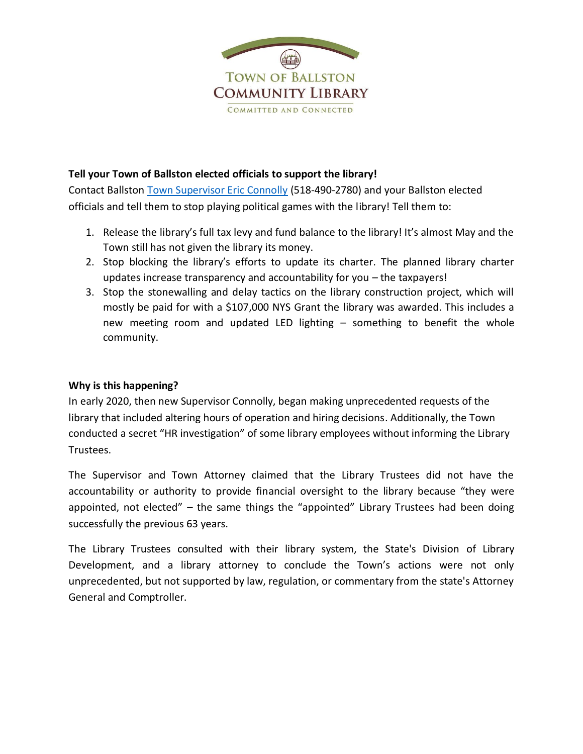TOWN OF BALLSTON
COMMUNITY LIBRARY
COMMITTED AND CONNECTED

**Tell your Town of Ballston elected officials to support the library!**

Contact Ballston Town Supervisor Eric Connolly (518-490-2780) and your Ballston elected officials and tell them to stop playing political games with the library! Tell them to:

1. Release the library's full tax levy and fund balance to the library! It's almost May and the Town still has not given the library its money.
2. Stop blocking the library's efforts to update its charter. The planned library charter updates increase transparency and accountability for you – the taxpayers!
3. Stop the stonewalling and delay tactics on the library construction project, which will mostly be paid for with a $107,000 NYS Grant the library was awarded. This includes a new meeting room and updated LED lighting – something to benefit the whole community.

**Why is this happening?**

In early 2020, then new Supervisor Connolly, began making unprecedented requests of the library that included altering hours of operation and hiring decisions. Additionally, the Town conducted a secret "HR investigation" of some library employees without informing the Library Trustees.

The Supervisor and Town Attorney claimed that the Library Trustees did not have the accountability or authority to provide financial oversight to the library because "they were appointed, not elected" – the same things the "appointed" Library Trustees had been doing successfully the previous 63 years.

The Library Trustees consulted with their library system, the State's Division of Library Development, and a library attorney to conclude the Town's actions were not only unprecedented, but not supported by law, regulation, or commentary from the state's Attorney General and Comptroller.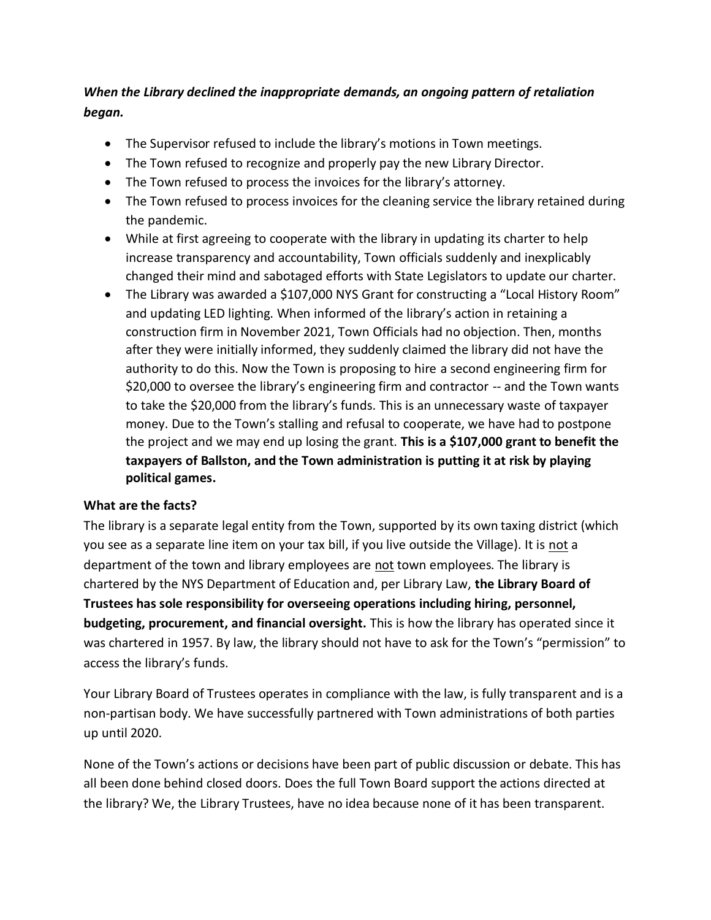***When the Library declined the inappropriate demands, an ongoing pattern of retaliation began.***

- The Supervisor refused to include the library's motions in Town meetings.
- The Town refused to recognize and properly pay the new Library Director.
- The Town refused to process the invoices for the library's attorney.
- The Town refused to process invoices for the cleaning service the library retained during the pandemic.
- While at first agreeing to cooperate with the library in updating its charter to help increase transparency and accountability, Town officials suddenly and inexplicably changed their mind and sabotaged efforts with State Legislators to update our charter.
- The Library was awarded a $107,000 NYS Grant for constructing a "Local History Room" and updating LED lighting. When informed of the library's action in retaining a construction firm in November 2021, Town Officials had no objection. Then, months after they were initially informed, they suddenly claimed the library did not have the authority to do this. Now the Town is proposing to hire a second engineering firm for $20,000 to oversee the library's engineering firm and contractor -- and the Town wants to take the $20,000 from the library's funds. This is an unnecessary waste of taxpayer money. Due to the Town's stalling and refusal to cooperate, we have had to postpone the project and we may end up losing the grant. **This is a $107,000 grant to benefit the taxpayers of Ballston, and the Town administration is putting it at risk by playing political games.**

**What are the facts?**

The library is a separate legal entity from the Town, supported by its own taxing district (which you see as a separate line item on your tax bill, if you live outside the Village). It is <u>not</u> a department of the town and library employees are <u>not</u> town employees. The library is chartered by the NYS Department of Education and, per Library Law, **the Library Board of Trustees has sole responsibility for overseeing operations including hiring, personnel, budgeting, procurement, and financial oversight.** This is how the library has operated since it was chartered in 1957. By law, the library should not have to ask for the Town's "permission" to access the library's funds.

Your Library Board of Trustees operates in compliance with the law, is fully transparent and is a non-partisan body. We have successfully partnered with Town administrations of both parties up until 2020.

None of the Town's actions or decisions have been part of public discussion or debate. This has all been done behind closed doors. Does the full Town Board support the actions directed at the library? We, the Library Trustees, have no idea because none of it has been transparent.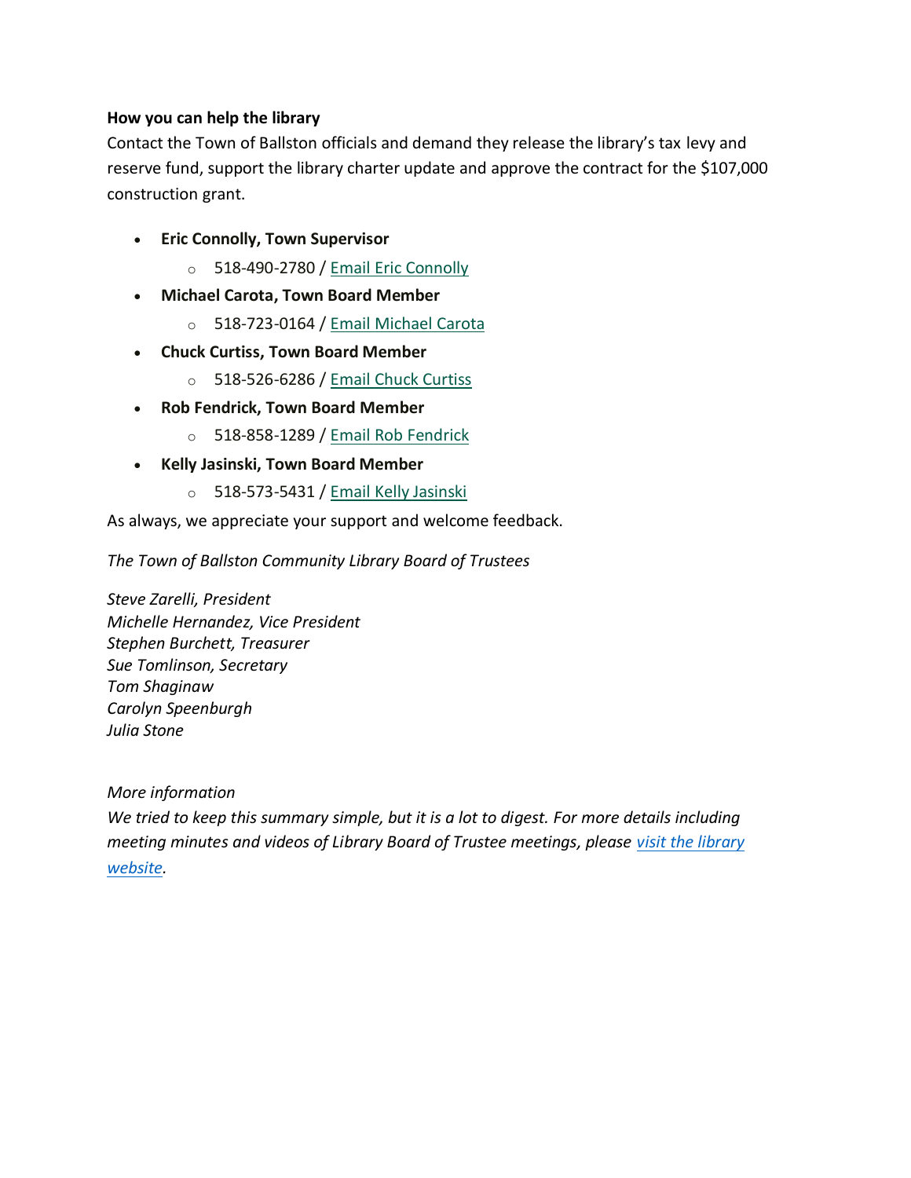**How you can help the library**

Contact the Town of Ballston officials and demand they release the library's tax levy and reserve fund, support the library charter update and approve the contract for the $107,000 construction grant.

- **Eric Connolly, Town Supervisor**
  - 518-490-2780 / Email Eric Connolly
- **Michael Carota, Town Board Member**
  - 518-723-0164 / Email Michael Carota
- **Chuck Curtiss, Town Board Member**
  - 518-526-6286 / Email Chuck Curtiss
- **Rob Fendrick, Town Board Member**
  - 518-858-1289 / Email Rob Fendrick
- **Kelly Jasinski, Town Board Member**
  - 518-573-5431 / Email Kelly Jasinski

As always, we appreciate your support and welcome feedback.

*The Town of Ballston Community Library Board of Trustees*

*Steve Zarelli, President*
*Michelle Hernandez, Vice President*
*Stephen Burchett, Treasurer*
*Sue Tomlinson, Secretary*
*Tom Shaginaw*
*Carolyn Speenburgh*
*Julia Stone*

*More information*
*We tried to keep this summary simple, but it is a lot to digest. For more details including meeting minutes and videos of Library Board of Trustee meetings, please visit the library website.*